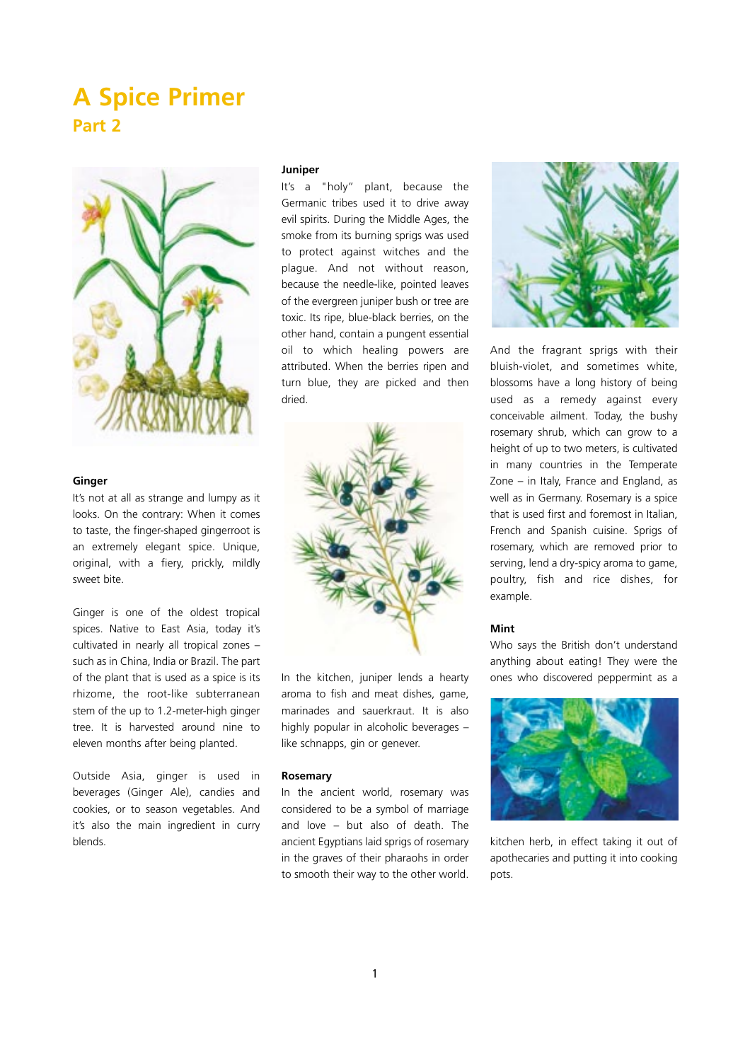# A Spice Primer

## Part 2

### Ginger

It's not at all as strange and lumpy as it looks. On the contrary: When it comes to taste, the finger-shaped gingerroot is an extremely elegant spice. Unique, original, with a fiery, prickly, mildly sweet bite.

Ginger is one of the oldest tropical spices. Native to East Asia, today it's cultivated in nearly all tropical zones – such as in China, India or Brazil. The part of the plant that is used as a spice is its rhizome, the root-like subterranean stem of the up to 1.2-meter-high ginger tree. It is harvested around nine to eleven months after being planted.

Outside Asia, ginger is used in beverages (Ginger Ale), candies and cookies, or to season vegetables. And it's also the main ingredient in curry blends.

### Juniper

It's a "holy" plant, because the Germanic tribes used it to drive away evil spirits. During the Middle Ages, the smoke from its burning sprigs was used to protect against witches and the plague. And not without reason, because the needle-like, pointed leaves of the evergreen juniper bush or tree are toxic. Its ripe, blue-black berries, on the other hand, contain a pungent essential oil to which healing powers are attributed. When the berries ripen and turn blue, they are picked and then dried.

In the kitchen, juniper lends a hearty aroma to fish and meat dishes, game, marinades and sauerkraut. It is also highly popular in alcoholic beverages – like schnapps, gin or genever.

### Rosemary

In the ancient world, rosemary was considered to be a symbol of marriage and love – but also of death. The ancient Egyptians laid sprigs of rosemary in the graves of their pharaohs in order to smooth their way to the other world.

And the fragrant sprigs with their bluish-violet, and sometimes white, blossoms have a long history of being used as a remedy against every conceivable ailment. Today, the bushy rosemary shrub, which can grow to a height of up to two meters, is cultivated in many countries in the Temperate Zone – in Italy, France and England, as well as in Germany. Rosemary is a spice that is used first and foremost in Italian, French and Spanish cuisine. Sprigs of rosemary, which are removed prior to serving, lend a dry-spicy aroma to game, poultry, fish and rice dishes, for example.

### Mint

Who says the British don't understand anything about eating! They were the ones who discovered peppermint as a kitchen herb, in effect taking it out of apothecaries and putting it into cooking pots.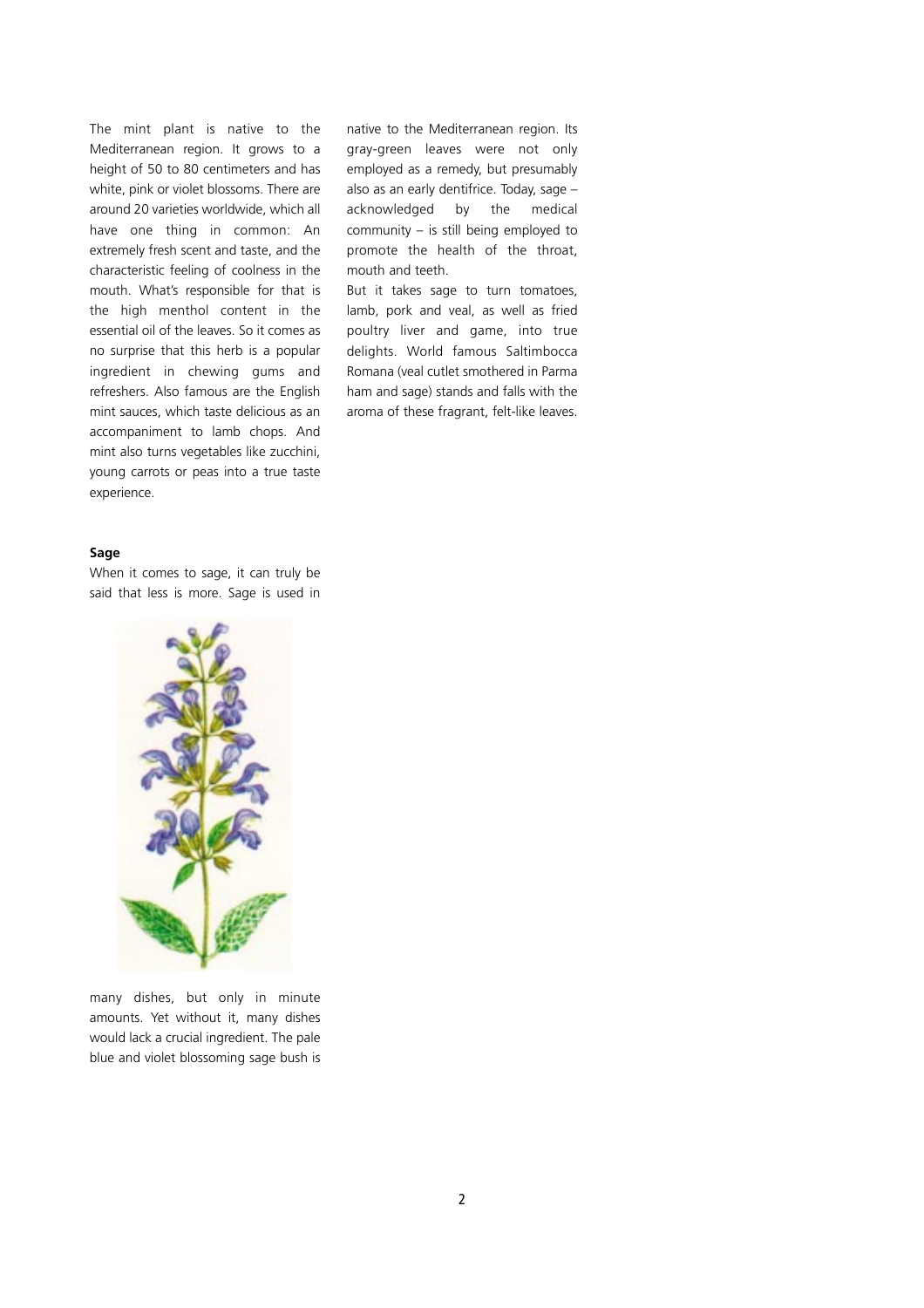The mint plant is native to the Mediterranean region. It grows to a height of 50 to 80 centimeters and has white, pink or violet blossoms. There are around 20 varieties worldwide, which all have one thing in common: An extremely fresh scent and taste, and the characteristic feeling of coolness in the mouth. What's responsible for that is the high menthol content in the essential oil of the leaves. So it comes as no surprise that this herb is a popular ingredient in chewing gums and refreshers. Also famous are the English mint sauces, which taste delicious as an accompaniment to lamb chops. And mint also turns vegetables like zucchini, young carrots or peas into a true taste experience.

**Sage**

When it comes to sage, it can truly be said that less is more. Sage is used in many dishes, but only in minute amounts. Yet without it, many dishes would lack a crucial ingredient. The pale blue and violet blossoming sage bush is native to the Mediterranean region. Its gray-green leaves were not only employed as a remedy, but presumably also as an early dentifrice. Today, sage – acknowledged by the medical community – is still being employed to promote the health of the throat, mouth and teeth.

But it takes sage to turn tomatoes, lamb, pork and veal, as well as fried poultry liver and game, into true delights. World famous Saltimbocca Romana (veal cutlet smothered in Parma ham and sage) stands and falls with the aroma of these fragrant, felt-like leaves.